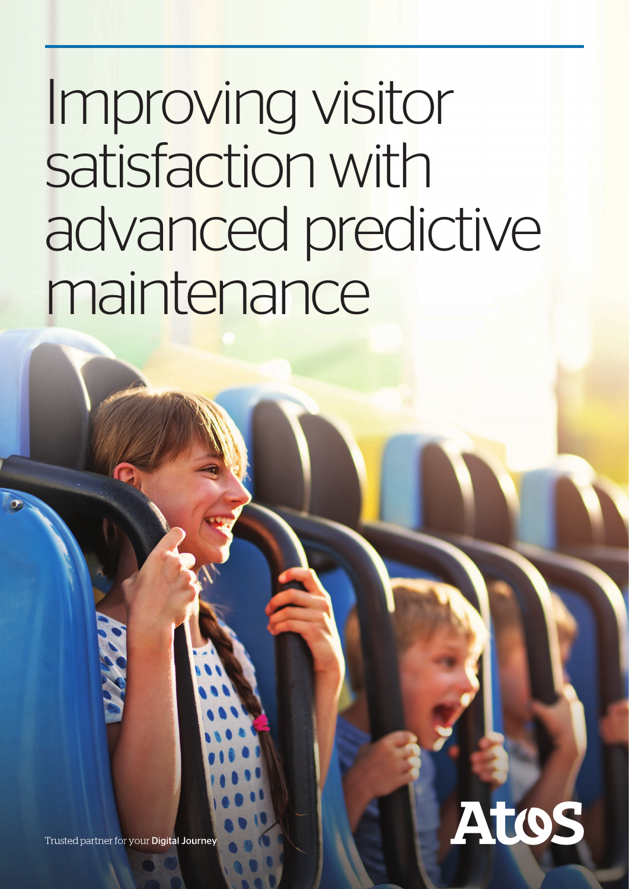# Improving visitor satisfaction with advanced predictive maintenance

Trusted partner for your **Digital Journey**

Atos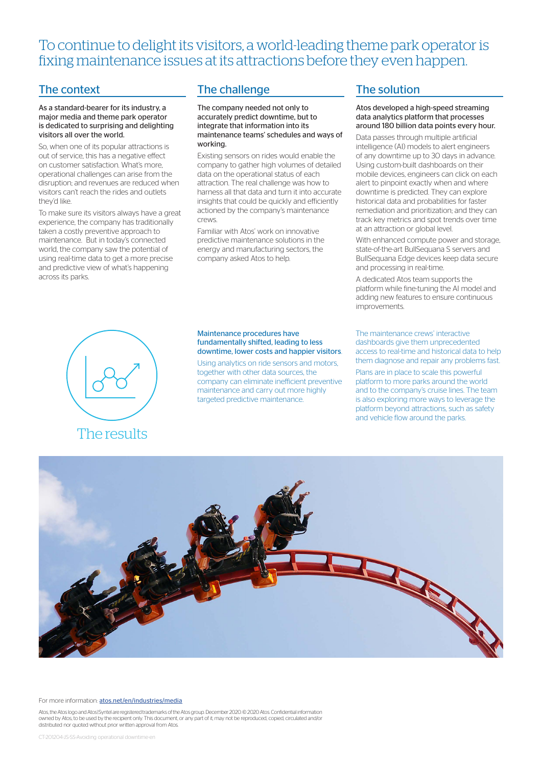# To continue to delight its visitors, a world-leading theme park operator is fixing maintenance issues at its attractions before they even happen.

## The context

**As a standard-bearer for its industry, a major media and theme park operator is dedicated to surprising and delighting visitors all over the world.**

So, when one of its popular attractions is out of service, this has a negative effect on customer satisfaction. What's more, operational challenges can arise from the disruption; and revenues are reduced when visitors can't reach the rides and outlets they'd like.

To make sure its visitors always have a great experience, the company has traditionally taken a costly preventive approach to maintenance. But in today's connected world, the company saw the potential of using real-time data to get a more precise and predictive view of what's happening across its parks.

## The challenge

**The company needed not only to accurately predict downtime, but to integrate that information into its maintenance teams' schedules and ways of working.**

Existing sensors on rides would enable the company to gather high volumes of detailed data on the operational status of each attraction. The real challenge was how to harness all that data and turn it into accurate insights that could be quickly and efficiently actioned by the company's maintenance crews.

Familiar with Atos' work on innovative predictive maintenance solutions in the energy and manufacturing sectors, the company asked Atos to help.

## The solution

**Atos developed a high-speed streaming data analytics platform that processes around 180 billion data points every hour.**

Data passes through multiple artificial intelligence (AI) models to alert engineers of any downtime up to 30 days in advance. Using custom-built dashboards on their mobile devices, engineers can click on each alert to pinpoint exactly when and where downtime is predicted. They can explore historical data and probabilities for faster remediation and prioritization; and they can track key metrics and spot trends over time at an attraction or global level.

With enhanced compute power and storage, state-of-the-art BullSequana S servers and BullSequana Edge devices keep data secure and processing in real-time.

A dedicated Atos team supports the platform while fine-tuning the AI model and adding new features to ensure continuous improvements.

## The results

**Maintenance procedures have fundamentally shifted, leading to less downtime, lower costs and happier visitors.**

Using analytics on ride sensors and motors, together with other data sources, the company can eliminate inefficient preventive maintenance and carry out more highly targeted predictive maintenance.

The maintenance crews' interactive dashboards give them unprecedented access to real-time and historical data to help them diagnose and repair any problems fast.

Plans are in place to scale this powerful platform to more parks around the world and to the company's cruise lines. The team is also exploring more ways to leverage the platform beyond attractions, such as safety and vehicle flow around the parks.

For more information: atos.net/en/industries/media

Atos, the Atos logo and Atos|Syntel are registered trademarks of the Atos group. December 2020. © 2020 Atos. Confidential information owned by Atos, to be used by the recipient only. This document, or any part of it, may not be reproduced, copied, circulated and/or distributed nor quoted without prior written approval from Atos.

CT-201204-JS-SS-Avoiding operational downtime-en